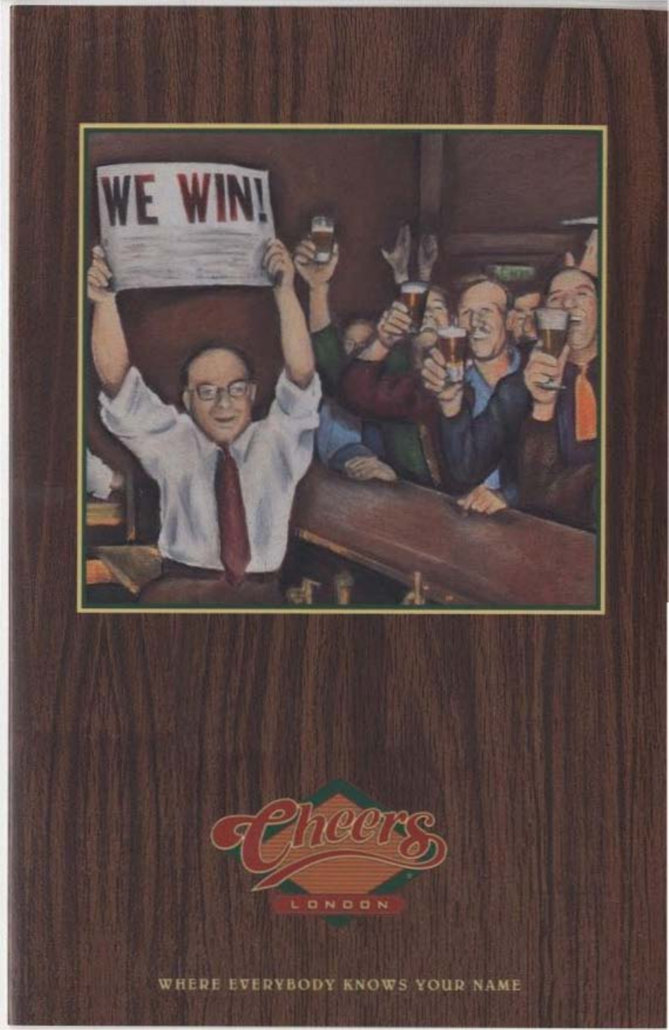WE WIN!

# Cheers

LONDON

WHERE EVERYBODY KNOWS YOUR NAME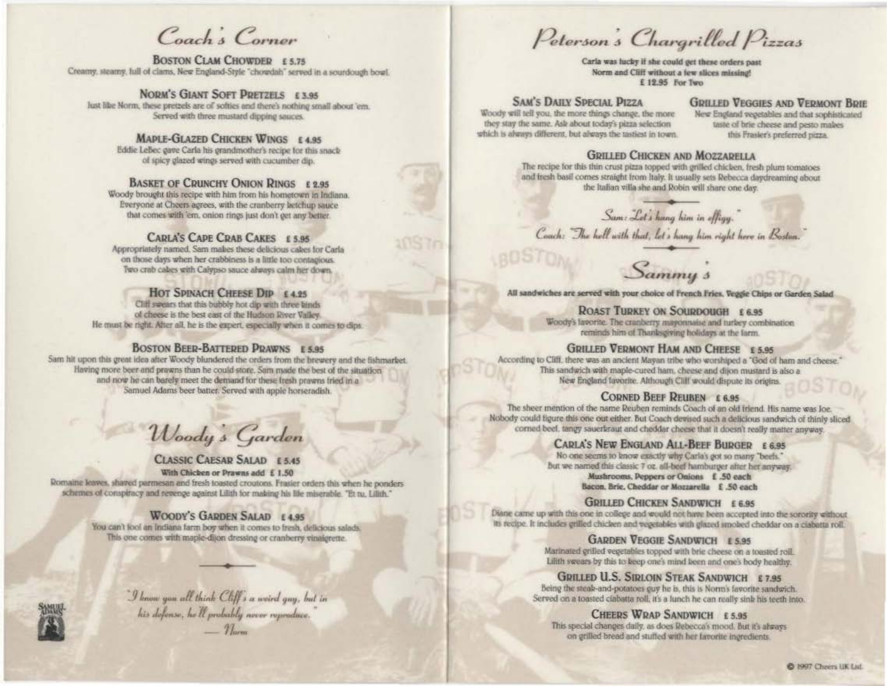## Coach's Corner

### Boston Clam Chowder £ 5.75

Creamy, steamy, full of clams, New England-Style "chowdah" served in a sourdough bowl.

### Norm's Giant Soft Pretzels £ 3.95

Just like Norm, these pretzels are of softies and there's nothing small about 'em. Served with three mustard dipping sauces.

### Maple-Glazed Chicken Wings £ 4.95

Eddie LeBec gave Carla his grandmother's recipe for this snack of spicy glazed wings served with cucumber dip.

### Basket of Crunchy Onion Rings £ 2.95

Woody brought this recipe with him from his hometown in Indiana. Everyone at Cheers agrees, with the cranberry ketchup sauce that comes with 'em, onion rings just don't get any better.

### Carla's Cape Crab Cakes £ 5.95

Appropriately named, Sam makes these delicious cakes for Carla on those days when her crabbiness is a little too contagious. Two crab cakes with Calypso sauce always calm her down.

### Hot Spinach Cheese Dip £ 4.25

Cliff swears that this bubbly hot dip with three kinds of cheese is the best east of the Hudson River Valley. He must be right. After all, he is the expert, especially when it comes to dips.

### Boston Beer-Battered Prawns £ 5.95

Sam hit upon this great idea after Woody blundered the orders from the brewery and the fishmarket. Having more beer and prawns than he could store, Sam made the best of the situation and now he can barely meet the demand for these fresh prawns fried in a Samuel Adams beer batter. Served with apple horseradish.

## Woody's Garden

### Classic Caesar Salad £ 5.45

**With Chicken or Prawns add £ 1.50**

Romaine leaves, shaved parmesan and fresh toasted croutons. Frasier orders this when he ponders schemes of conspiracy and revenge against Lilith for making his life miserable. "Et tu, Lilith."

### Woody's Garden Salad £ 4.95

You can't fool an Indiana farm boy when it comes to fresh, delicious salads. This one comes with maple-dijon dressing or cranberry vinaigrette.

---

*"I know you all think Cliff's a weird guy, but in his defense, he'll probably never reproduce."*
*— Norm*

## Peterson's Chargrilled Pizzas

Carla was lucky if she could get these orders past Norm and Cliff without a few slices missing!
£ 12.95 For Two

### Sam's Daily Special Pizza

Woody will tell you, the more things change, the more they stay the same. Ask about today's pizza selection which is always different, but always the tastiest in town.

### Grilled Veggies and Vermont Brie

New England vegetables and that sophisticated taste of brie cheese and pesto makes this Frasier's preferred pizza.

### Grilled Chicken and Mozzarella

The recipe for this thin crust pizza topped with grilled chicken, fresh plum tomatoes and fresh basil comes straight from Italy. It usually sets Rebecca daydreaming about the Italian villa she and Robin will share one day.

---

*Sam: "Let's hang him in effigy."*
*Coach: "The hell with that, let's hang him right here in Boston."*

---

## Sammy's

**All sandwiches are served with your choice of French Fries, Veggie Chips or Garden Salad**

### Roast Turkey on Sourdough £ 6.95

Woody's favorite. The cranberry mayonnaise and turkey combination reminds him of Thanksgiving holidays at the farm.

### Grilled Vermont Ham and Cheese £ 5.95

According to Cliff, there was an ancient Mayan tribe who worshiped a "God of ham and cheese." This sandwich with maple-cured ham, cheese and dijon mustard is also a New England favorite. Although Cliff would dispute its origins.

### Corned Beef Reuben £ 6.95

The sheer mention of the name Reuben reminds Coach of an old friend. His name was Joe. Nobody could figure this one out either. But Coach devised such a delicious sandwich of thinly sliced corned beef, tangy sauerkraut and cheddar cheese that it doesn't really matter anyway.

### Carla's New England All-Beef Burger £ 6.95

No one seems to know exactly why Carla's got so many "beefs." But we named this classic 7 oz. all-beef hamburger after her anyway.

**Mushrooms, Peppers or Onions £ .50 each**
**Bacon, Brie, Cheddar or Mozzarella £ .50 each**

### Grilled Chicken Sandwich £ 6.95

Diane came up with this one in college and would not have been accepted into the sorority without its recipe. It includes grilled chicken and vegetables with glazed smoked cheddar on a ciabatta roll.

### Garden Veggie Sandwich £ 5.95

Marinated grilled vegetables topped with brie cheese on a toasted roll. Lilith swears by this to keep one's mind keen and one's body healthy.

### Grilled U.S. Sirloin Steak Sandwich £ 7.95

Being the steak-and-potatoes guy he is, this is Norm's favorite sandwich. Served on a toasted ciabatta roll, it's a lunch he can really sink his teeth into.

### Cheers Wrap Sandwich £ 5.95

This special changes daily, as does Rebecca's mood. But it's always on grilled bread and stuffed with her favorite ingredients.

© 1997 Cheers UK Ltd.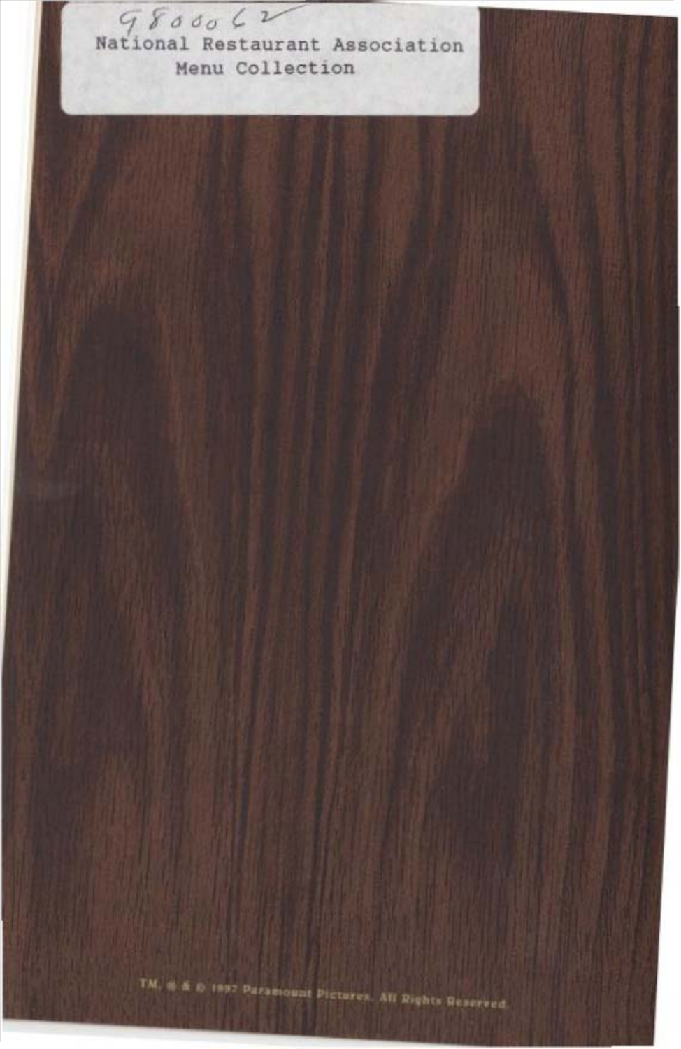980062

National Restaurant Association
Menu Collection

TM, ® & © 1997 Paramount Pictures. All Rights Reserved.